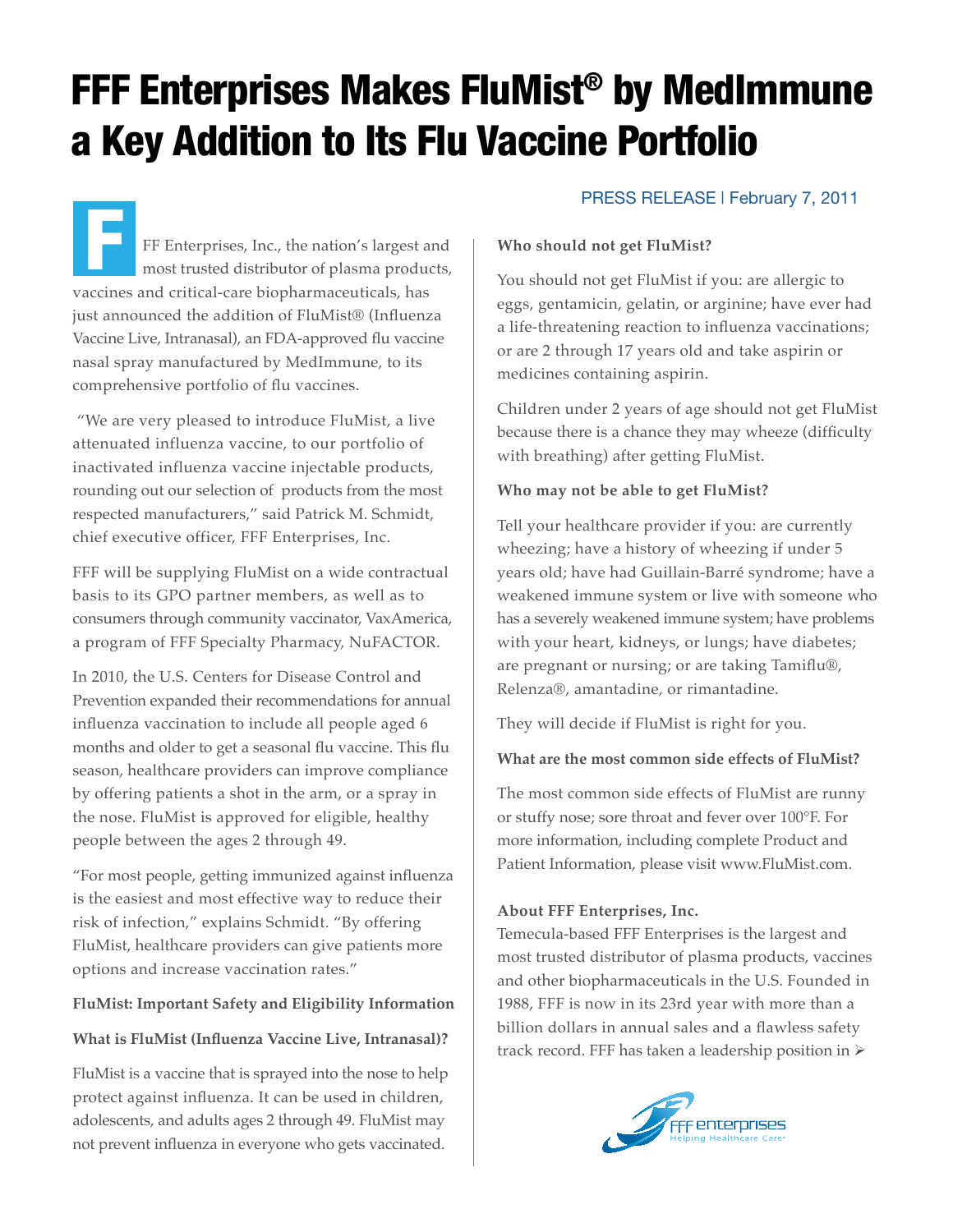# FFF Enterprises Makes FluMist® by MedImmune a Key Addition to Its Flu Vaccine Portfolio

PRESS RELEASE | February 7, 2011

FFF Enterprises, Inc., the nation's largest and most trusted distributor of plasma products, vaccines and critical-care biopharmaceuticals, has just announced the addition of FluMist® (Influenza Vaccine Live, Intranasal), an FDA-approved flu vaccine nasal spray manufactured by MedImmune, to its comprehensive portfolio of flu vaccines.

"We are very pleased to introduce FluMist, a live attenuated influenza vaccine, to our portfolio of inactivated influenza vaccine injectable products, rounding out our selection of products from the most respected manufacturers," said Patrick M. Schmidt, chief executive officer, FFF Enterprises, Inc.

FFF will be supplying FluMist on a wide contractual basis to its GPO partner members, as well as to consumers through community vaccinator, VaxAmerica, a program of FFF Specialty Pharmacy, NuFACTOR.

In 2010, the U.S. Centers for Disease Control and Prevention expanded their recommendations for annual influenza vaccination to include all people aged 6 months and older to get a seasonal flu vaccine. This flu season, healthcare providers can improve compliance by offering patients a shot in the arm, or a spray in the nose. FluMist is approved for eligible, healthy people between the ages 2 through 49.

"For most people, getting immunized against influenza is the easiest and most effective way to reduce their risk of infection," explains Schmidt. "By offering FluMist, healthcare providers can give patients more options and increase vaccination rates."

**FluMist: Important Safety and Eligibility Information**

**What is FluMist (Influenza Vaccine Live, Intranasal)?**

FluMist is a vaccine that is sprayed into the nose to help protect against influenza. It can be used in children, adolescents, and adults ages 2 through 49. FluMist may not prevent influenza in everyone who gets vaccinated.

**Who should not get FluMist?**

You should not get FluMist if you: are allergic to eggs, gentamicin, gelatin, or arginine; have ever had a life-threatening reaction to influenza vaccinations; or are 2 through 17 years old and take aspirin or medicines containing aspirin.

Children under 2 years of age should not get FluMist because there is a chance they may wheeze (difficulty with breathing) after getting FluMist.

**Who may not be able to get FluMist?**

Tell your healthcare provider if you: are currently wheezing; have a history of wheezing if under 5 years old; have had Guillain-Barré syndrome; have a weakened immune system or live with someone who has a severely weakened immune system; have problems with your heart, kidneys, or lungs; have diabetes; are pregnant or nursing; or are taking Tamiflu®, Relenza®, amantadine, or rimantadine.

They will decide if FluMist is right for you.

**What are the most common side effects of FluMist?**

The most common side effects of FluMist are runny or stuffy nose; sore throat and fever over 100°F. For more information, including complete Product and Patient Information, please visit www.FluMist.com.

**About FFF Enterprises, Inc.**

Temecula-based FFF Enterprises is the largest and most trusted distributor of plasma products, vaccines and other biopharmaceuticals in the U.S. Founded in 1988, FFF is now in its 23rd year with more than a billion dollars in annual sales and a flawless safety track record. FFF has taken a leadership position in ➢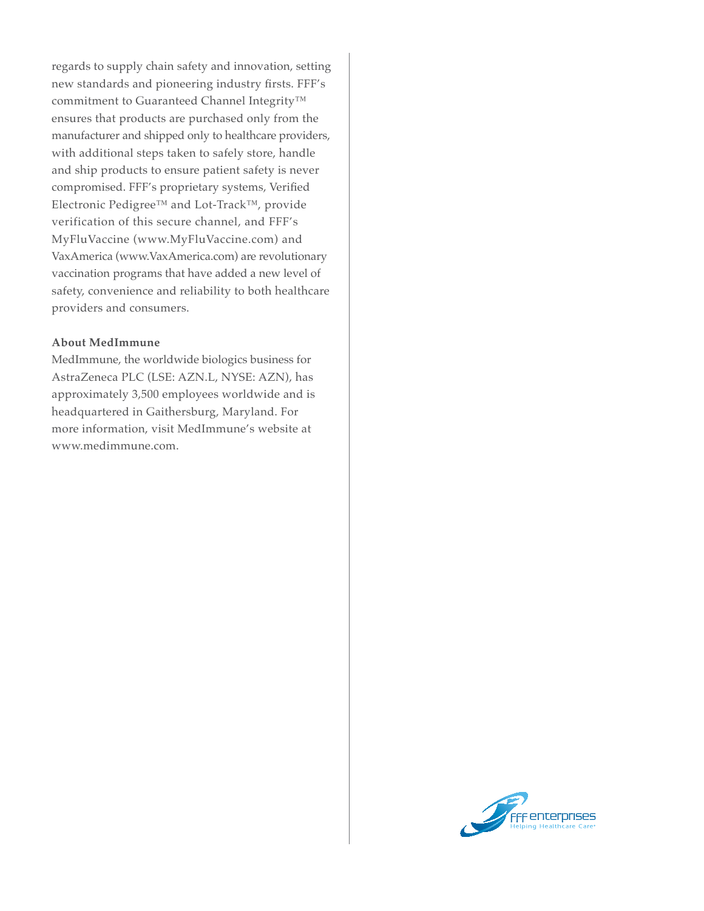regards to supply chain safety and innovation, setting new standards and pioneering industry firsts. FFF's commitment to Guaranteed Channel Integrity™ ensures that products are purchased only from the manufacturer and shipped only to healthcare providers, with additional steps taken to safely store, handle and ship products to ensure patient safety is never compromised. FFF's proprietary systems, Verified Electronic Pedigree™ and Lot-Track™, provide verification of this secure channel, and FFF's MyFluVaccine (www.MyFluVaccine.com) and VaxAmerica (www.VaxAmerica.com) are revolutionary vaccination programs that have added a new level of safety, convenience and reliability to both healthcare providers and consumers.

**About MedImmune**

MedImmune, the worldwide biologics business for AstraZeneca PLC (LSE: AZN.L, NYSE: AZN), has approximately 3,500 employees worldwide and is headquartered in Gaithersburg, Maryland. For more information, visit MedImmune's website at www.medimmune.com.

FFF enterprises
Helping Healthcare Care®